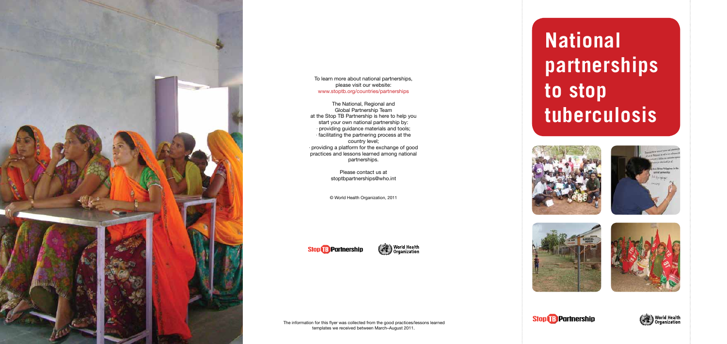To learn more about national partnerships, please visit our website:
www.stoptb.org/countries/partnerships

The National, Regional and Global Partnership Team at the Stop TB Partnership is here to help you start your own national partnership by:

- providing guidance materials and tools;
- facilitating the partnering process at the country level;
- providing a platform for the exchange of good practices and lessons learned among national partnerships.

Please contact us at
stoptbpartnerships@who.int

© World Health Organization, 2011

Stop TB Partnership

World Health Organization

The information for this flyer was collected from the good practices/lessons learned templates we received between March–August 2011.

# National partnerships to stop tuberculosis

Stop TB Partnership

World Health Organization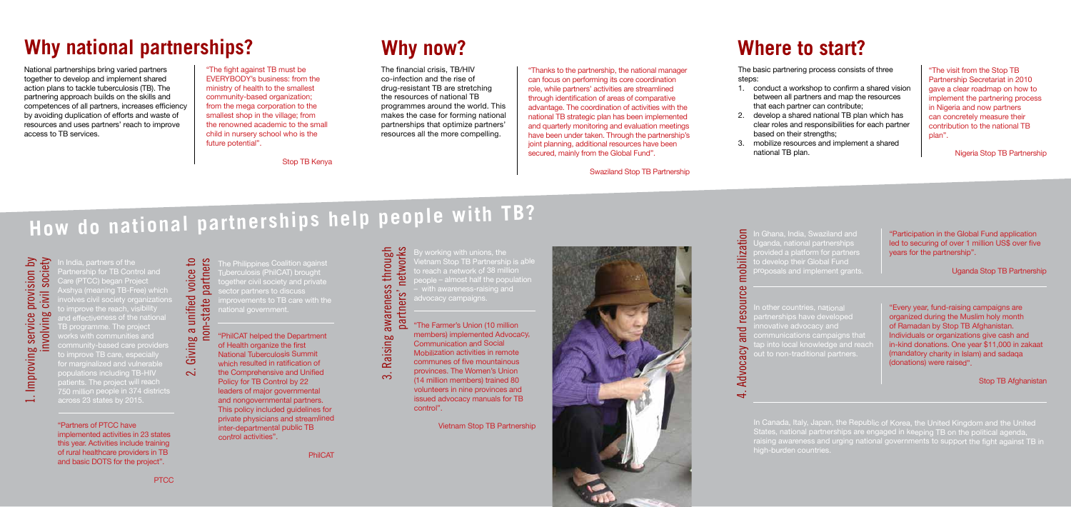# Why national partnerships?

National partnerships bring varied partners together to develop and implement shared action plans to tackle tuberculosis (TB). The partnering approach builds on the skills and competences of all partners, increases efficiency by avoiding duplication of efforts and waste of resources and uses partners' reach to improve access to TB services.

"The fight against TB must be EVERYBODY's business: from the ministry of health to the smallest community-based organization; from the mega corporation to the smallest shop in the village; from the renowned academic to the small child in nursery school who is the future potential".

Stop TB Kenya

# Why now?

The financial crisis, TB/HIV co-infection and the rise of drug-resistant TB are stretching the resources of national TB programmes around the world. This makes the case for forming national partnerships that optimize partners' resources all the more compelling.

"Thanks to the partnership, the national manager can focus on performing its core coordination role, while partners' activities are streamlined through identification of areas of comparative advantage. The coordination of activities with the national TB strategic plan has been implemented and quarterly monitoring and evaluation meetings have been under taken. Through the partnership's joint planning, additional resources have been secured, mainly from the Global Fund".

Swaziland Stop TB Partnership

# Where to start?

The basic partnering process consists of three steps:

1. conduct a workshop to confirm a shared vision between all partners and map the resources that each partner can contribute;
2. develop a shared national TB plan which has clear roles and responsibilities for each partner based on their strengths;
3. mobilize resources and implement a shared national TB plan.

"The visit from the Stop TB Partnership Secretariat in 2010 gave a clear roadmap on how to implement the partnering process in Nigeria and now partners can concretely measure their contribution to the national TB plan".

Nigeria Stop TB Partnership

# How do national partnerships help people with TB?

## 1. Improving service provision by involving civil society

In India, partners of the Partnership for TB Control and Care (PTCC) began Project Axshya (meaning TB-Free) which involves civil society organizations to improve the reach, visibility and effectiveness of the national TB programme. The project works with communities and community-based care providers to improve TB care, especially for marginalized and vulnerable populations including TB-HIV patients. The project will reach 750 million people in 374 districts across 23 states by 2015.

"Partners of PTCC have implemented activities in 23 states this year. Activities include training of rural healthcare providers in TB and basic DOTS for the project".

PTCC

## 2. Giving a unified voice to non-state partners

The Philippines Coalition against Tuberculosis (PhilCAT) brought together civil society and private sector partners to discuss improvements to TB care with the national government.

"PhilCAT helped the Department of Health organize the first National Tuberculosis Summit which resulted in ratification of the Comprehensive and Unified Policy for TB Control by 22 leaders of major governmental and nongovernmental partners. This policy included guidelines for private physicians and streamlined inter-departmental public TB control activities".

PhilCAT

## 3. Raising awareness through partners' networks

By working with unions, the Vietnam Stop TB Partnership is able to reach a network of 38 million people – almost half the population – with awareness-raising and advocacy campaigns.

"The Farmer's Union (10 million members) implemented Advocacy, Communication and Social Mobilization activities in remote communes of five mountainous provinces. The Women's Union (14 million members) trained 80 volunteers in nine provinces and issued advocacy manuals for TB control".

Vietnam Stop TB Partnership

## 4. Advocacy and resource mobilization

In Ghana, India, Swaziland and Uganda, national partnerships provided a platform for partners to develop their Global Fund proposals and implement grants.

"Participation in the Global Fund application led to securing of over 1 million US$ over five years for the partnership".

Uganda Stop TB Partnership

In other countries, national partnerships have developed innovative advocacy and communications campaigns that tap into local knowledge and reach out to non-traditional partners.

"Every year, fund-raising campaigns are organized during the Muslim holy month of Ramadan by Stop TB Afghanistan. Individuals or organizations give cash and in-kind donations. One year $11,000 in zakaat (mandatory charity in Islam) and sadaqa (donations) were raised".

Stop TB Afghanistan

In Canada, Italy, Japan, the Republic of Korea, the United Kingdom and the United States, national partnerships are engaged in keeping TB on the political agenda, raising awareness and urging national governments to support the fight against TB in high-burden countries.